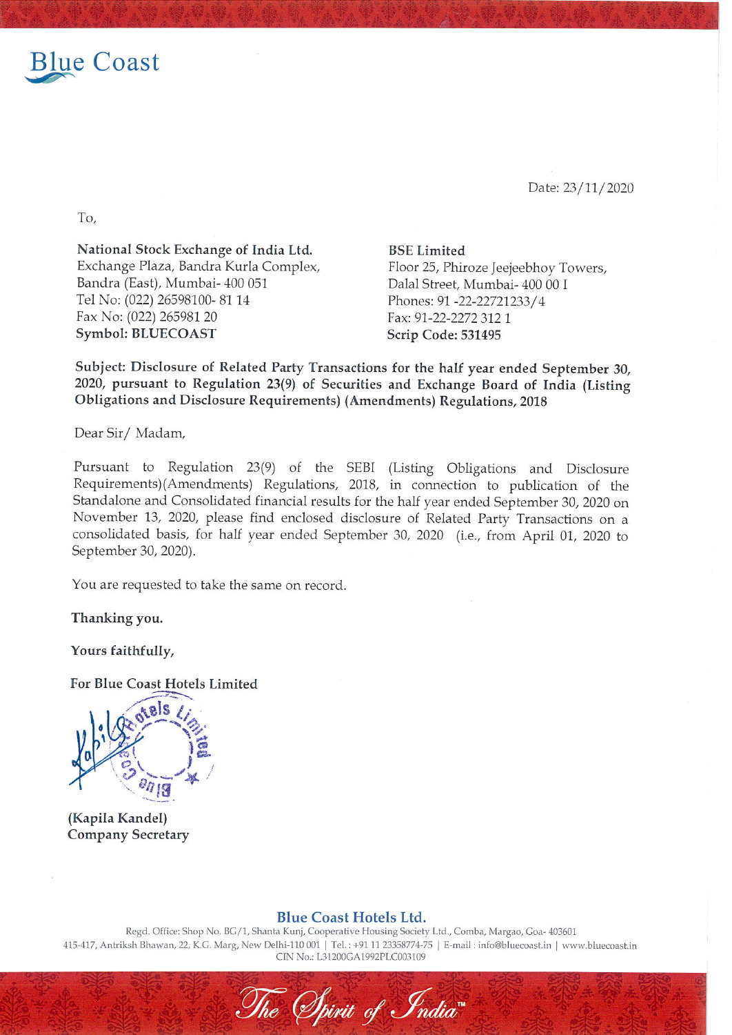Blue Coast

Date: 23/11/2020

To,

| **National Stock Exchange of India Ltd.** | **BSE Limited** |
|---|---|
| Exchange Plaza, Bandra Kurla Complex, | Floor 25, Phiroze Jeejeebhoy Towers, |
| Bandra (East), Mumbai- 400 051 | Dalal Street, Mumbai- 400 00 1 |
| Tel No: (022) 26598100- 81 14 | Phones: 91 -22-22721233/4 |
| Fax No: (022) 265981 20 | Fax: 91-22-2272 312 1 |
| **Symbol: BLUECOAST** | **Scrip Code: 531495** |

**Subject: Disclosure of Related Party Transactions for the half year ended September 30, 2020, pursuant to Regulation 23(9) of Securities and Exchange Board of India (Listing Obligations and Disclosure Requirements) (Amendments) Regulations, 2018**

Dear Sir/ Madam,

Pursuant to Regulation 23(9) of the SEBI (Listing Obligations and Disclosure Requirements)(Amendments) Regulations, 2018, in connection to publication of the Standalone and Consolidated financial results for the half year ended September 30, 2020 on November 13, 2020, please find enclosed disclosure of Related Party Transactions on a consolidated basis, for half year ended September 30, 2020 (i.e., from April 01, 2020 to September 30, 2020).

You are requested to take the same on record.

**Thanking you.**

**Yours faithfully,**

**For Blue Coast Hotels Limited**

**(Kapila Kandel)**
**Company Secretary**

**Blue Coast Hotels Ltd.**
Regd. Office: Shop No. BG/1, Shanta Kunj, Cooperative Housing Society Ltd., Comba, Margao, Goa- 403601
415-417, Antriksh Bhawan, 22, K.G. Marg, New Delhi-110 001 | Tel.: +91 11 23358774-75 | E-mail : info@bluecoast.in | www.bluecoast.in
CIN No.: L31200GA1992PLC003109

The Spirit of India™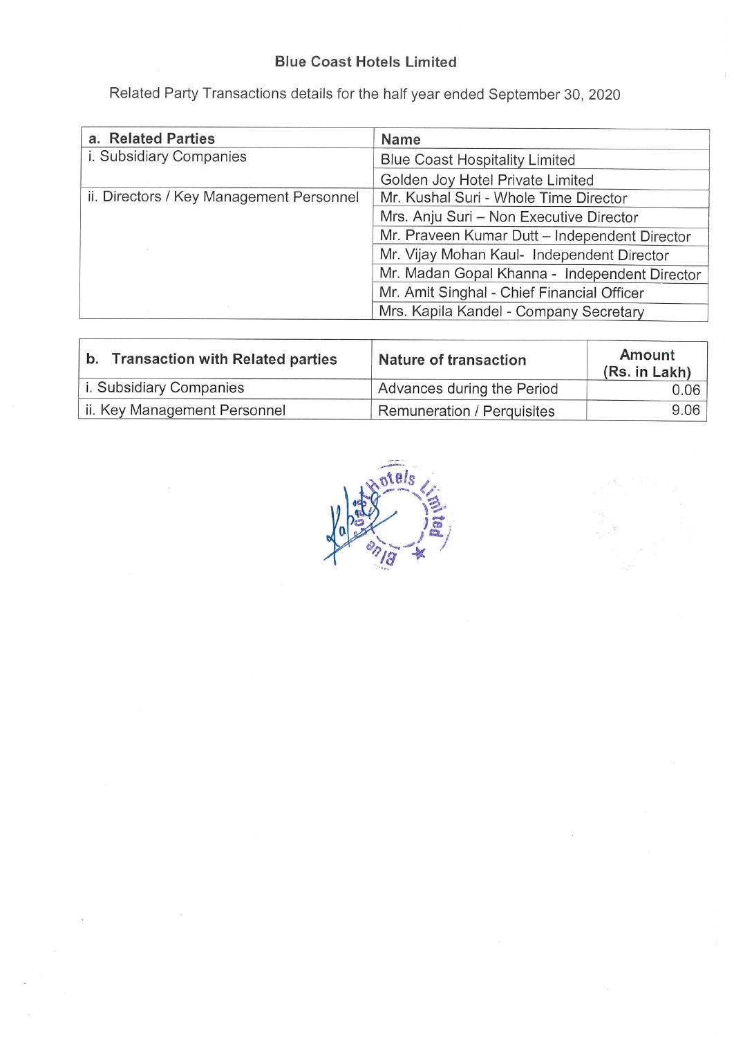# Blue Coast Hotels Limited

Related Party Transactions details for the half year ended September 30, 2020

| **a. Related Parties** | **Name** |
|---|---|
| i. Subsidiary Companies | Blue Coast Hospitality Limited |
| | Golden Joy Hotel Private Limited |
| ii. Directors / Key Management Personnel | Mr. Kushal Suri - Whole Time Director |
| | Mrs. Anju Suri – Non Executive Director |
| | Mr. Praveen Kumar Dutt – Independent Director |
| | Mr. Vijay Mohan Kaul- Independent Director |
| | Mr. Madan Gopal Khanna - Independent Director |
| | Mr. Amit Singhal - Chief Financial Officer |
| | Mrs. Kapila Kandel - Company Secretary |

| **b. Transaction with Related parties** | **Nature of transaction** | **Amount (Rs. in Lakh)** |
|---|---|---|
| i. Subsidiary Companies | Advances during the Period | 0.06 |
| ii. Key Management Personnel | Remuneration / Perquisites | 9.06 |